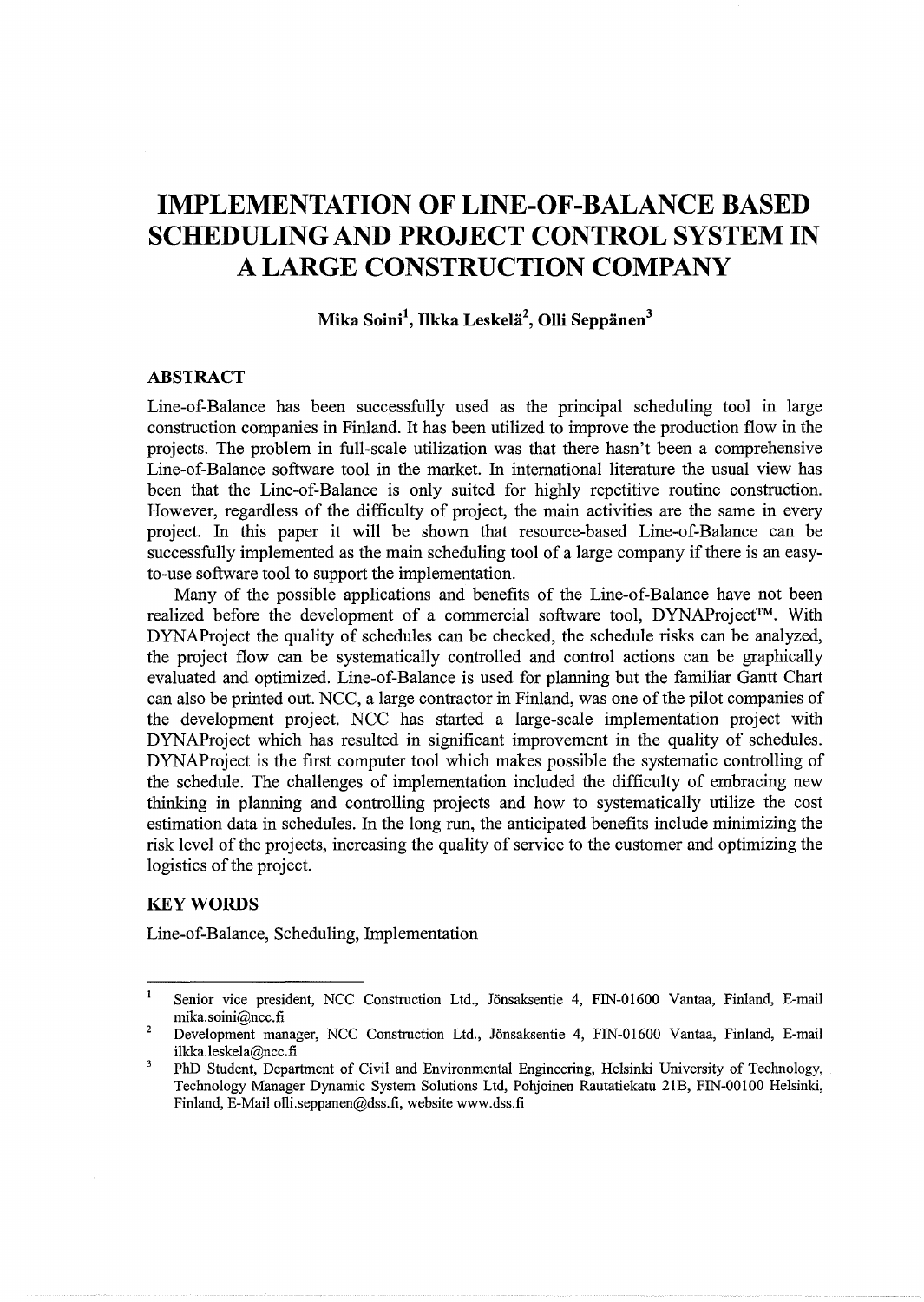# IMPLEMENTATION OF LINE-OF-BALANCE BASED SCHEDULING AND PROJECT CONTROL SYSTEM IN A LARGE CONSTRUCTION COMPANY

**Mika Soini[1], Ilkka Leskelä[2], Olli Seppänen[3]**

## ABSTRACT

Line-of-Balance has been successfully used as the principal scheduling tool in large construction companies in Finland. It has been utilized to improve the production flow in the projects. The problem in full-scale utilization was that there hasn't been a comprehensive Line-of-Balance software tool in the market. In international literature the usual view has been that the Line-of-Balance is only suited for highly repetitive routine construction. However, regardless of the difficulty of project, the main activities are the same in every project. In this paper it will be shown that resource-based Line-of-Balance can be successfully implemented as the main scheduling tool of a large company if there is an easy-to-use software tool to support the implementation.

Many of the possible applications and benefits of the Line-of-Balance have not been realized before the development of a commercial software tool, DYNAProject™. With DYNAProject the quality of schedules can be checked, the schedule risks can be analyzed, the project flow can be systematically controlled and control actions can be graphically evaluated and optimized. Line-of-Balance is used for planning but the familiar Gantt Chart can also be printed out. NCC, a large contractor in Finland, was one of the pilot companies of the development project. NCC has started a large-scale implementation project with DYNAProject which has resulted in significant improvement in the quality of schedules. DYNAProject is the first computer tool which makes possible the systematic controlling of the schedule. The challenges of implementation included the difficulty of embracing new thinking in planning and controlling projects and how to systematically utilize the cost estimation data in schedules. In the long run, the anticipated benefits include minimizing the risk level of the projects, increasing the quality of service to the customer and optimizing the logistics of the project.

## KEY WORDS

Line-of-Balance, Scheduling, Implementation

---

[1] Senior vice president, NCC Construction Ltd., Jönsaksentie 4, FIN-01600 Vantaa, Finland, E-mail mika.soini@ncc.fi

[2] Development manager, NCC Construction Ltd., Jönsaksentie 4, FIN-01600 Vantaa, Finland, E-mail ilkka.leskela@ncc.fi

[3] PhD Student, Department of Civil and Environmental Engineering, Helsinki University of Technology, Technology Manager Dynamic System Solutions Ltd, Pohjoinen Rautatiekatu 21B, FIN-00100 Helsinki, Finland, E-Mail olli.seppanen@dss.fi, website www.dss.fi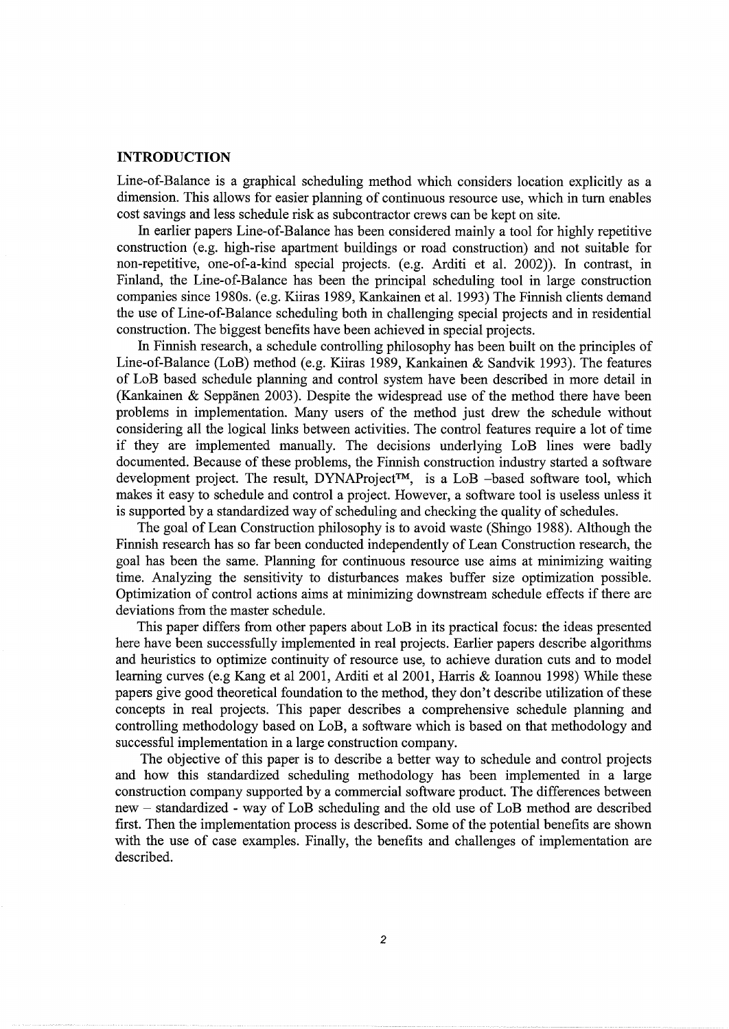## INTRODUCTION

Line-of-Balance is a graphical scheduling method which considers location explicitly as a dimension. This allows for easier planning of continuous resource use, which in turn enables cost savings and less schedule risk as subcontractor crews can be kept on site.

In earlier papers Line-of-Balance has been considered mainly a tool for highly repetitive construction (e.g. high-rise apartment buildings or road construction) and not suitable for non-repetitive, one-of-a-kind special projects. (e.g. Arditi et al. 2002)). In contrast, in Finland, the Line-of-Balance has been the principal scheduling tool in large construction companies since 1980s. (e.g. Kiiras 1989, Kankainen et al. 1993) The Finnish clients demand the use of Line-of-Balance scheduling both in challenging special projects and in residential construction. The biggest benefits have been achieved in special projects.

In Finnish research, a schedule controlling philosophy has been built on the principles of Line-of-Balance (LoB) method (e.g. Kiiras 1989, Kankainen & Sandvik 1993). The features of LoB based schedule planning and control system have been described in more detail in (Kankainen & Seppänen 2003). Despite the widespread use of the method there have been problems in implementation. Many users of the method just drew the schedule without considering all the logical links between activities. The control features require a lot of time if they are implemented manually. The decisions underlying LoB lines were badly documented. Because of these problems, the Finnish construction industry started a software development project. The result, DYNAProject™, is a LoB –based software tool, which makes it easy to schedule and control a project. However, a software tool is useless unless it is supported by a standardized way of scheduling and checking the quality of schedules.

The goal of Lean Construction philosophy is to avoid waste (Shingo 1988). Although the Finnish research has so far been conducted independently of Lean Construction research, the goal has been the same. Planning for continuous resource use aims at minimizing waiting time. Analyzing the sensitivity to disturbances makes buffer size optimization possible. Optimization of control actions aims at minimizing downstream schedule effects if there are deviations from the master schedule.

This paper differs from other papers about LoB in its practical focus: the ideas presented here have been successfully implemented in real projects. Earlier papers describe algorithms and heuristics to optimize continuity of resource use, to achieve duration cuts and to model learning curves (e.g Kang et al 2001, Arditi et al 2001, Harris & Ioannou 1998) While these papers give good theoretical foundation to the method, they don't describe utilization of these concepts in real projects. This paper describes a comprehensive schedule planning and controlling methodology based on LoB, a software which is based on that methodology and successful implementation in a large construction company.

The objective of this paper is to describe a better way to schedule and control projects and how this standardized scheduling methodology has been implemented in a large construction company supported by a commercial software product. The differences between new – standardized - way of LoB scheduling and the old use of LoB method are described first. Then the implementation process is described. Some of the potential benefits are shown with the use of case examples. Finally, the benefits and challenges of implementation are described.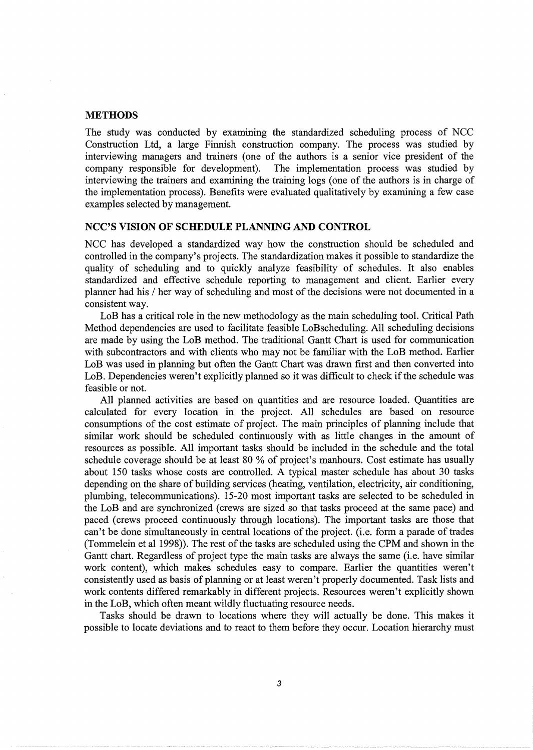## METHODS

The study was conducted by examining the standardized scheduling process of NCC Construction Ltd, a large Finnish construction company. The process was studied by interviewing managers and trainers (one of the authors is a senior vice president of the company responsible for development). The implementation process was studied by interviewing the trainers and examining the training logs (one of the authors is in charge of the implementation process). Benefits were evaluated qualitatively by examining a few case examples selected by management.

## NCC'S VISION OF SCHEDULE PLANNING AND CONTROL

NCC has developed a standardized way how the construction should be scheduled and controlled in the company's projects. The standardization makes it possible to standardize the quality of scheduling and to quickly analyze feasibility of schedules. It also enables standardized and effective schedule reporting to management and client. Earlier every planner had his / her way of scheduling and most of the decisions were not documented in a consistent way.

LoB has a critical role in the new methodology as the main scheduling tool. Critical Path Method dependencies are used to facilitate feasible LoBscheduling. All scheduling decisions are made by using the LoB method. The traditional Gantt Chart is used for communication with subcontractors and with clients who may not be familiar with the LoB method. Earlier LoB was used in planning but often the Gantt Chart was drawn first and then converted into LoB. Dependencies weren't explicitly planned so it was difficult to check if the schedule was feasible or not.

All planned activities are based on quantities and are resource loaded. Quantities are calculated for every location in the project. All schedules are based on resource consumptions of the cost estimate of project. The main principles of planning include that similar work should be scheduled continuously with as little changes in the amount of resources as possible. All important tasks should be included in the schedule and the total schedule coverage should be at least 80 % of project's manhours. Cost estimate has usually about 150 tasks whose costs are controlled. A typical master schedule has about 30 tasks depending on the share of building services (heating, ventilation, electricity, air conditioning, plumbing, telecommunications). 15-20 most important tasks are selected to be scheduled in the LoB and are synchronized (crews are sized so that tasks proceed at the same pace) and paced (crews proceed continuously through locations). The important tasks are those that can't be done simultaneously in central locations of the project. (i.e. form a parade of trades (Tommelein et al 1998)). The rest of the tasks are scheduled using the CPM and shown in the Gantt chart. Regardless of project type the main tasks are always the same (i.e. have similar work content), which makes schedules easy to compare. Earlier the quantities weren't consistently used as basis of planning or at least weren't properly documented. Task lists and work contents differed remarkably in different projects. Resources weren't explicitly shown in the LoB, which often meant wildly fluctuating resource needs.

Tasks should be drawn to locations where they will actually be done. This makes it possible to locate deviations and to react to them before they occur. Location hierarchy must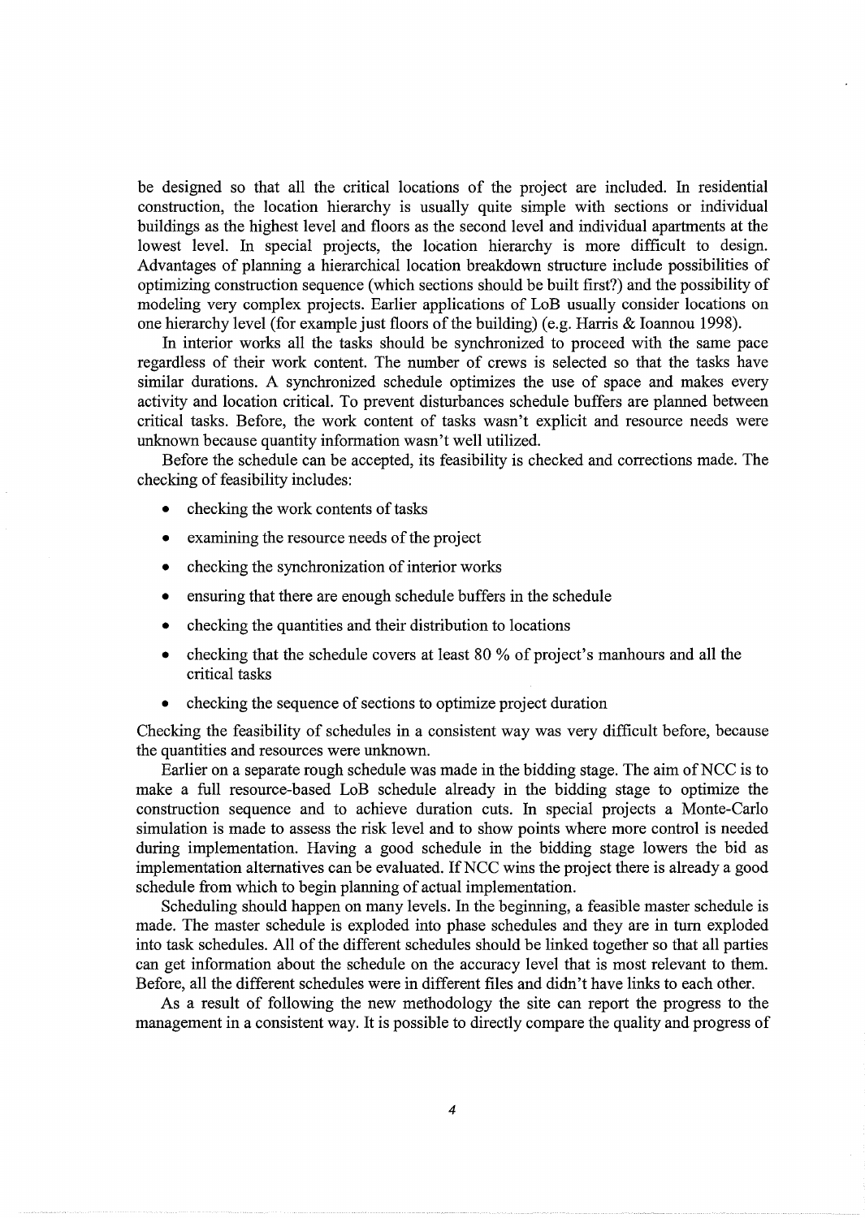be designed so that all the critical locations of the project are included. In residential construction, the location hierarchy is usually quite simple with sections or individual buildings as the highest level and floors as the second level and individual apartments at the lowest level. In special projects, the location hierarchy is more difficult to design. Advantages of planning a hierarchical location breakdown structure include possibilities of optimizing construction sequence (which sections should be built first?) and the possibility of modeling very complex projects. Earlier applications of LoB usually consider locations on one hierarchy level (for example just floors of the building) (e.g. Harris & Ioannou 1998).

In interior works all the tasks should be synchronized to proceed with the same pace regardless of their work content. The number of crews is selected so that the tasks have similar durations. A synchronized schedule optimizes the use of space and makes every activity and location critical. To prevent disturbances schedule buffers are planned between critical tasks. Before, the work content of tasks wasn't explicit and resource needs were unknown because quantity information wasn't well utilized.

Before the schedule can be accepted, its feasibility is checked and corrections made. The checking of feasibility includes:

- checking the work contents of tasks
- examining the resource needs of the project
- checking the synchronization of interior works
- ensuring that there are enough schedule buffers in the schedule
- checking the quantities and their distribution to locations
- checking that the schedule covers at least 80 % of project's manhours and all the critical tasks
- checking the sequence of sections to optimize project duration

Checking the feasibility of schedules in a consistent way was very difficult before, because the quantities and resources were unknown.

Earlier on a separate rough schedule was made in the bidding stage. The aim of NCC is to make a full resource-based LoB schedule already in the bidding stage to optimize the construction sequence and to achieve duration cuts. In special projects a Monte-Carlo simulation is made to assess the risk level and to show points where more control is needed during implementation. Having a good schedule in the bidding stage lowers the bid as implementation alternatives can be evaluated. If NCC wins the project there is already a good schedule from which to begin planning of actual implementation.

Scheduling should happen on many levels. In the beginning, a feasible master schedule is made. The master schedule is exploded into phase schedules and they are in turn exploded into task schedules. All of the different schedules should be linked together so that all parties can get information about the schedule on the accuracy level that is most relevant to them. Before, all the different schedules were in different files and didn't have links to each other.

As a result of following the new methodology the site can report the progress to the management in a consistent way. It is possible to directly compare the quality and progress of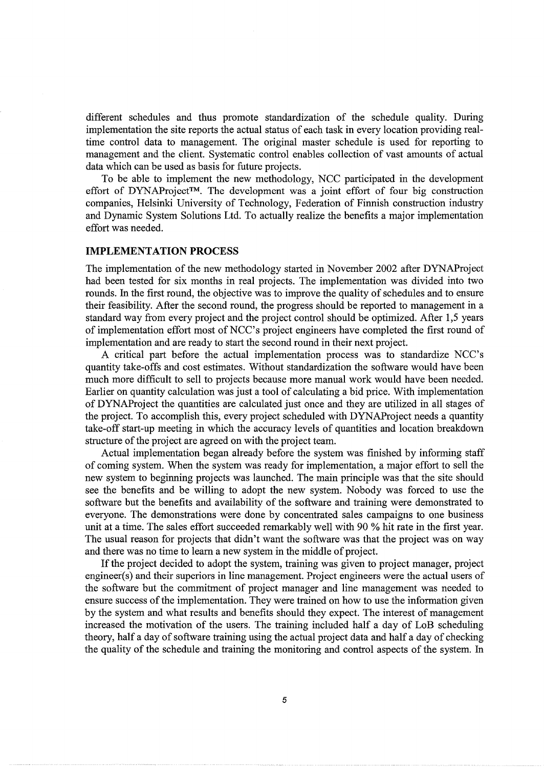different schedules and thus promote standardization of the schedule quality. During implementation the site reports the actual status of each task in every location providing real-time control data to management. The original master schedule is used for reporting to management and the client. Systematic control enables collection of vast amounts of actual data which can be used as basis for future projects.

To be able to implement the new methodology, NCC participated in the development effort of DYNAProject™. The development was a joint effort of four big construction companies, Helsinki University of Technology, Federation of Finnish construction industry and Dynamic System Solutions Ltd. To actually realize the benefits a major implementation effort was needed.

## IMPLEMENTATION PROCESS

The implementation of the new methodology started in November 2002 after DYNAProject had been tested for six months in real projects. The implementation was divided into two rounds. In the first round, the objective was to improve the quality of schedules and to ensure their feasibility. After the second round, the progress should be reported to management in a standard way from every project and the project control should be optimized. After 1,5 years of implementation effort most of NCC's project engineers have completed the first round of implementation and are ready to start the second round in their next project.

A critical part before the actual implementation process was to standardize NCC's quantity take-offs and cost estimates. Without standardization the software would have been much more difficult to sell to projects because more manual work would have been needed. Earlier on quantity calculation was just a tool of calculating a bid price. With implementation of DYNAProject the quantities are calculated just once and they are utilized in all stages of the project. To accomplish this, every project scheduled with DYNAProject needs a quantity take-off start-up meeting in which the accuracy levels of quantities and location breakdown structure of the project are agreed on with the project team.

Actual implementation began already before the system was finished by informing staff of coming system. When the system was ready for implementation, a major effort to sell the new system to beginning projects was launched. The main principle was that the site should see the benefits and be willing to adopt the new system. Nobody was forced to use the software but the benefits and availability of the software and training were demonstrated to everyone. The demonstrations were done by concentrated sales campaigns to one business unit at a time. The sales effort succeeded remarkably well with 90 % hit rate in the first year. The usual reason for projects that didn't want the software was that the project was on way and there was no time to learn a new system in the middle of project.

If the project decided to adopt the system, training was given to project manager, project engineer(s) and their superiors in line management. Project engineers were the actual users of the software but the commitment of project manager and line management was needed to ensure success of the implementation. They were trained on how to use the information given by the system and what results and benefits should they expect. The interest of management increased the motivation of the users. The training included half a day of LoB scheduling theory, half a day of software training using the actual project data and half a day of checking the quality of the schedule and training the monitoring and control aspects of the system. In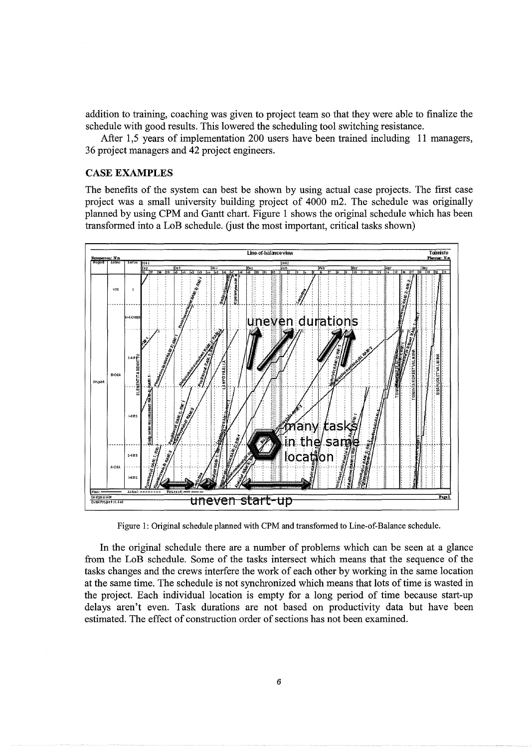addition to training, coaching was given to project team so that they were able to finalize the schedule with good results. This lowered the scheduling tool switching resistance.

After 1,5 years of implementation 200 users have been trained including 11 managers, 36 project managers and 42 project engineers.

## CASE EXAMPLES

The benefits of the system can best be shown by using actual case projects. The first case project was a small university building project of 4000 m2. The schedule was originally planned by using CPM and Gantt chart. Figure 1 shows the original schedule which has been transformed into a LoB schedule. (just the most important, critical tasks shown)

Figure 1: Original schedule planned with CPM and transformed to Line-of-Balance schedule.

In the original schedule there are a number of problems which can be seen at a glance from the LoB schedule. Some of the tasks intersect which means that the sequence of the tasks changes and the crews interfere the work of each other by working in the same location at the same time. The schedule is not synchronized which means that lots of time is wasted in the project. Each individual location is empty for a long period of time because start-up delays aren't even. Task durations are not based on productivity data but have been estimated. The effect of construction order of sections has not been examined.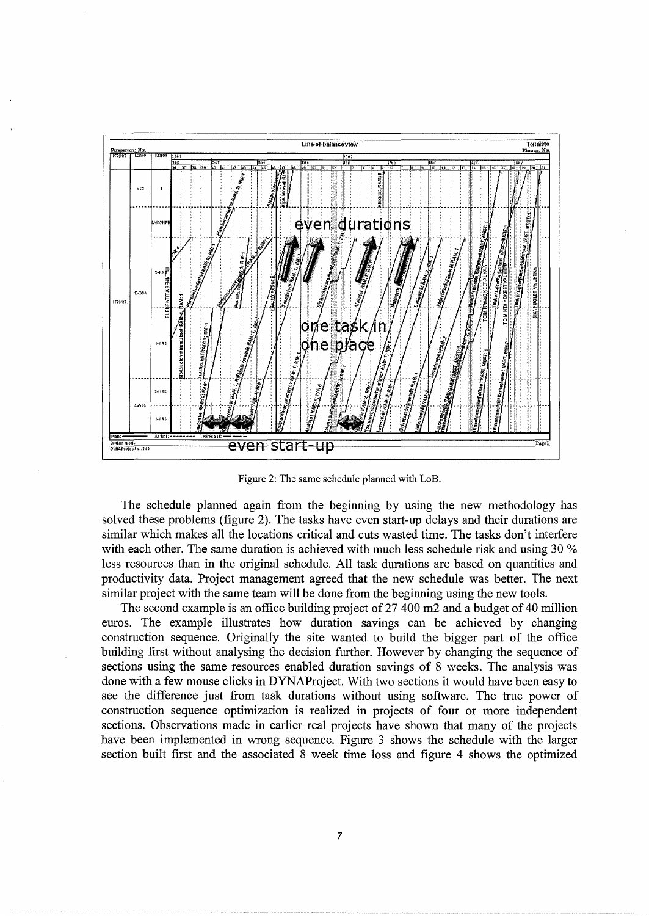Figure 2: The same schedule planned with LoB.

The schedule planned again from the beginning by using the new methodology has solved these problems (figure 2). The tasks have even start-up delays and their durations are similar which makes all the locations critical and cuts wasted time. The tasks don't interfere with each other. The same duration is achieved with much less schedule risk and using 30 % less resources than in the original schedule. All task durations are based on quantities and productivity data. Project management agreed that the new schedule was better. The next similar project with the same team will be done from the beginning using the new tools.

The second example is an office building project of 27 400 m2 and a budget of 40 million euros. The example illustrates how duration savings can be achieved by changing construction sequence. Originally the site wanted to build the bigger part of the office building first without analysing the decision further. However by changing the sequence of sections using the same resources enabled duration savings of 8 weeks. The analysis was done with a few mouse clicks in DYNAProject. With two sections it would have been easy to see the difference just from task durations without using software. The true power of construction sequence optimization is realized in projects of four or more independent sections. Observations made in earlier real projects have shown that many of the projects have been implemented in wrong sequence. Figure 3 shows the schedule with the larger section built first and the associated 8 week time loss and figure 4 shows the optimized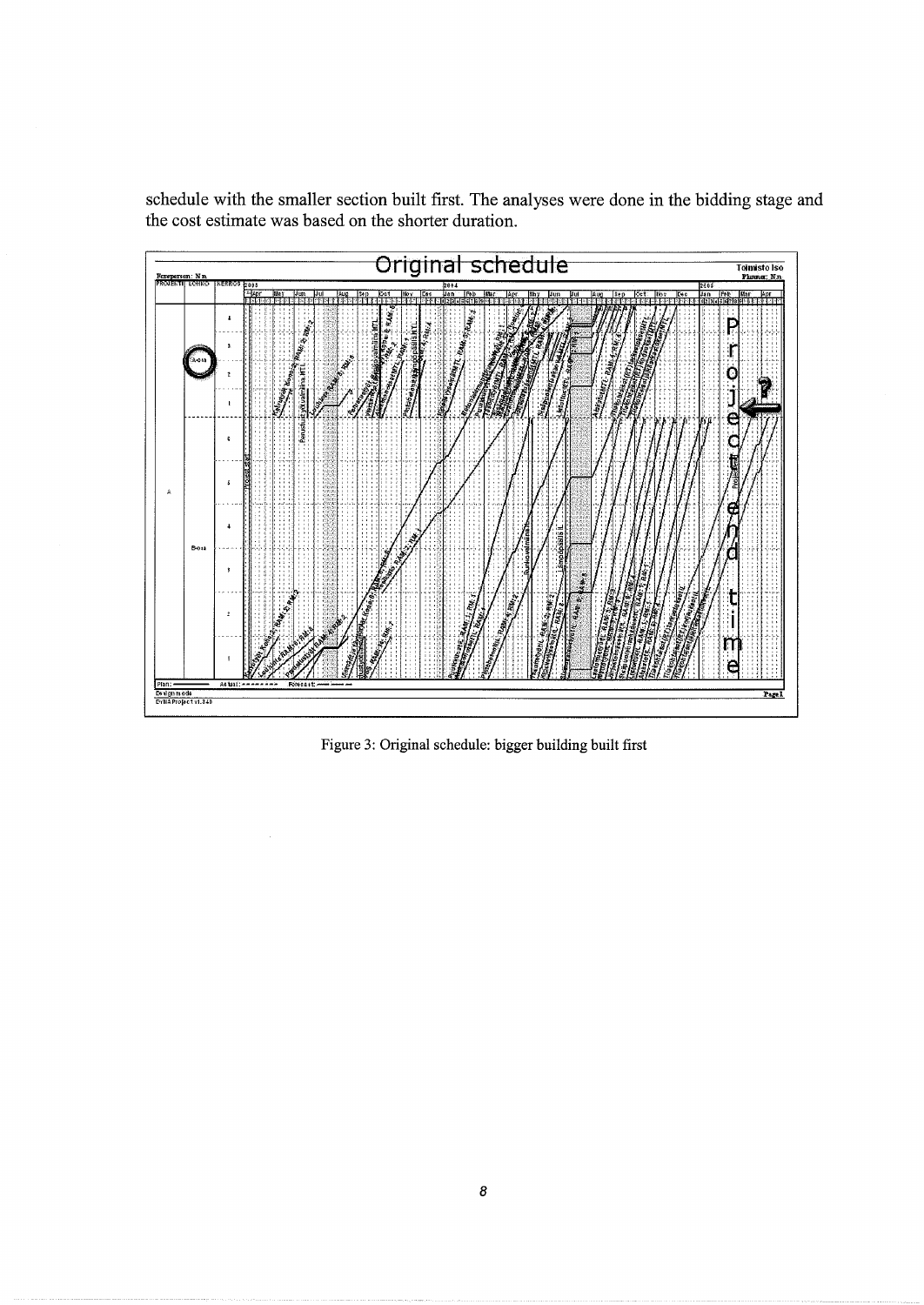schedule with the smaller section built first. The analyses were done in the bidding stage and the cost estimate was based on the shorter duration.

Figure 3: Original schedule: bigger building built first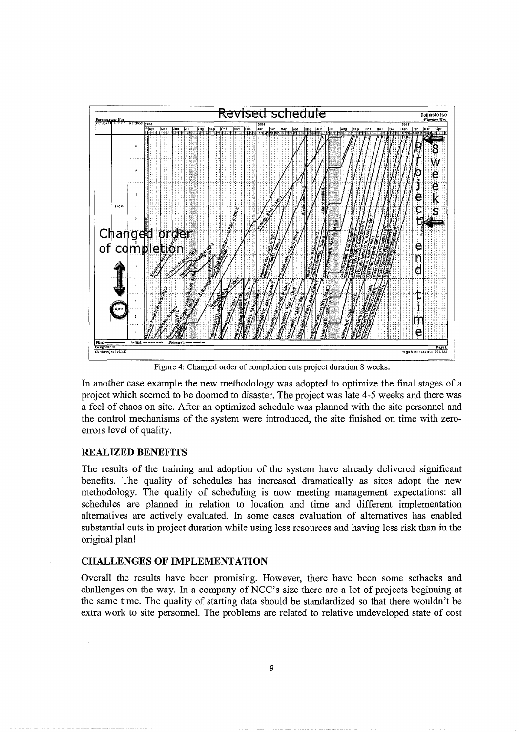Figure 4: Changed order of completion cuts project duration 8 weeks.

In another case example the new methodology was adopted to optimize the final stages of a project which seemed to be doomed to disaster. The project was late 4-5 weeks and there was a feel of chaos on site. After an optimized schedule was planned with the site personnel and the control mechanisms of the system were introduced, the site finished on time with zero-errors level of quality.

## REALIZED BENEFITS

The results of the training and adoption of the system have already delivered significant benefits. The quality of schedules has increased dramatically as sites adopt the new methodology. The quality of scheduling is now meeting management expectations: all schedules are planned in relation to location and time and different implementation alternatives are actively evaluated. In some cases evaluation of alternatives has enabled substantial cuts in project duration while using less resources and having less risk than in the original plan!

## CHALLENGES OF IMPLEMENTATION

Overall the results have been promising. However, there have been some setbacks and challenges on the way. In a company of NCC's size there are a lot of projects beginning at the same time. The quality of starting data should be standardized so that there wouldn't be extra work to site personnel. The problems are related to relative undeveloped state of cost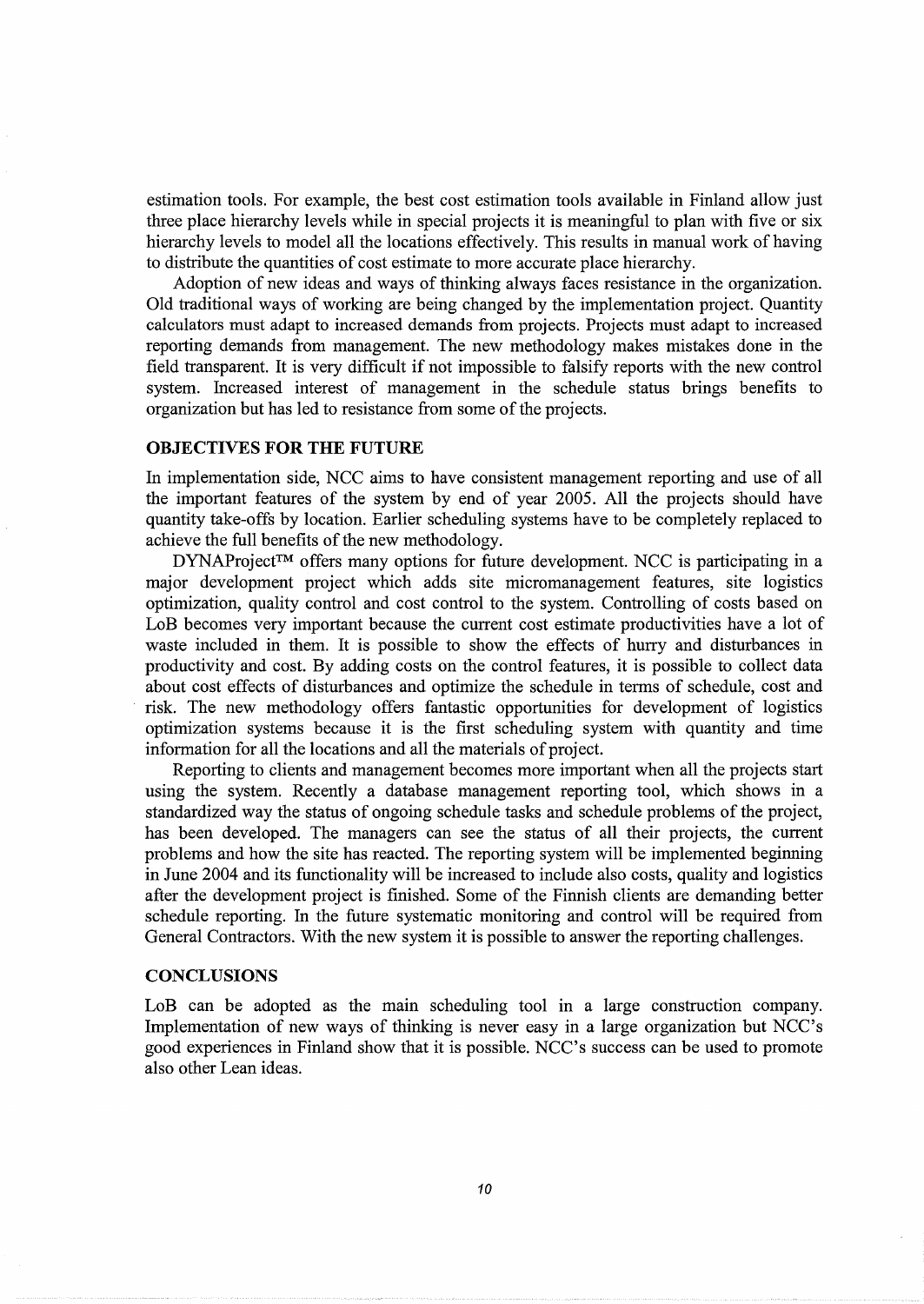estimation tools. For example, the best cost estimation tools available in Finland allow just three place hierarchy levels while in special projects it is meaningful to plan with five or six hierarchy levels to model all the locations effectively. This results in manual work of having to distribute the quantities of cost estimate to more accurate place hierarchy.

Adoption of new ideas and ways of thinking always faces resistance in the organization. Old traditional ways of working are being changed by the implementation project. Quantity calculators must adapt to increased demands from projects. Projects must adapt to increased reporting demands from management. The new methodology makes mistakes done in the field transparent. It is very difficult if not impossible to falsify reports with the new control system. Increased interest of management in the schedule status brings benefits to organization but has led to resistance from some of the projects.

## OBJECTIVES FOR THE FUTURE

In implementation side, NCC aims to have consistent management reporting and use of all the important features of the system by end of year 2005. All the projects should have quantity take-offs by location. Earlier scheduling systems have to be completely replaced to achieve the full benefits of the new methodology.

DYNAProject™ offers many options for future development. NCC is participating in a major development project which adds site micromanagement features, site logistics optimization, quality control and cost control to the system. Controlling of costs based on LoB becomes very important because the current cost estimate productivities have a lot of waste included in them. It is possible to show the effects of hurry and disturbances in productivity and cost. By adding costs on the control features, it is possible to collect data about cost effects of disturbances and optimize the schedule in terms of schedule, cost and risk. The new methodology offers fantastic opportunities for development of logistics optimization systems because it is the first scheduling system with quantity and time information for all the locations and all the materials of project.

Reporting to clients and management becomes more important when all the projects start using the system. Recently a database management reporting tool, which shows in a standardized way the status of ongoing schedule tasks and schedule problems of the project, has been developed. The managers can see the status of all their projects, the current problems and how the site has reacted. The reporting system will be implemented beginning in June 2004 and its functionality will be increased to include also costs, quality and logistics after the development project is finished. Some of the Finnish clients are demanding better schedule reporting. In the future systematic monitoring and control will be required from General Contractors. With the new system it is possible to answer the reporting challenges.

## CONCLUSIONS

LoB can be adopted as the main scheduling tool in a large construction company. Implementation of new ways of thinking is never easy in a large organization but NCC's good experiences in Finland show that it is possible. NCC's success can be used to promote also other Lean ideas.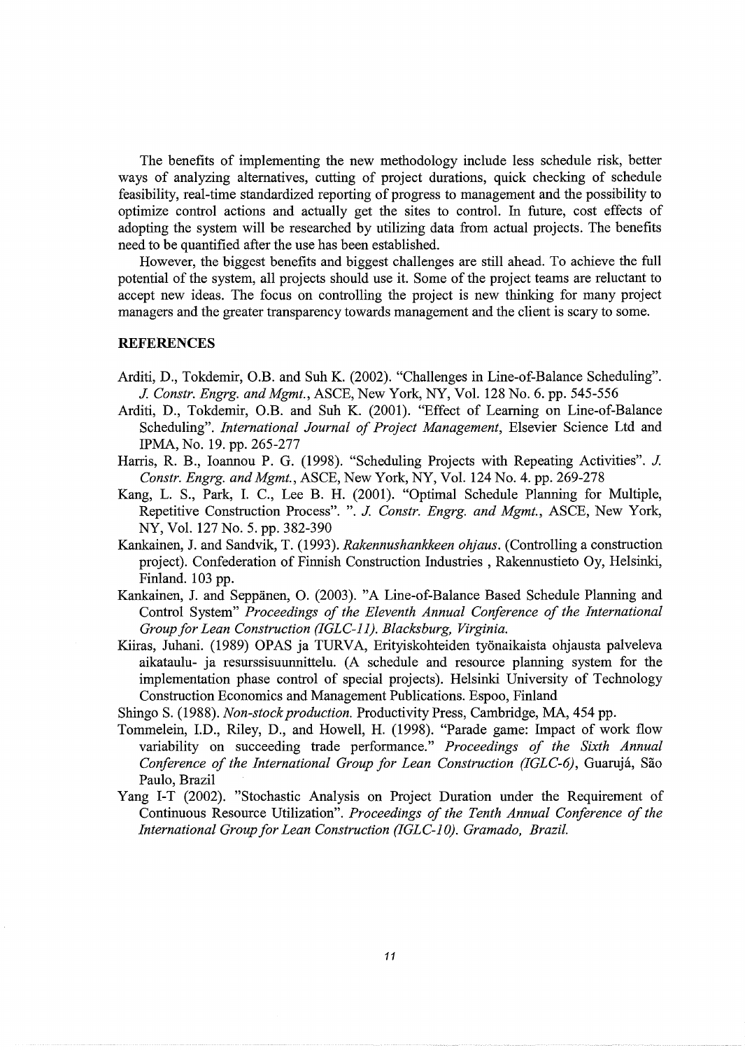The benefits of implementing the new methodology include less schedule risk, better ways of analyzing alternatives, cutting of project durations, quick checking of schedule feasibility, real-time standardized reporting of progress to management and the possibility to optimize control actions and actually get the sites to control. In future, cost effects of adopting the system will be researched by utilizing data from actual projects. The benefits need to be quantified after the use has been established.

However, the biggest benefits and biggest challenges are still ahead. To achieve the full potential of the system, all projects should use it. Some of the project teams are reluctant to accept new ideas. The focus on controlling the project is new thinking for many project managers and the greater transparency towards management and the client is scary to some.

## REFERENCES

Arditi, D., Tokdemir, O.B. and Suh K. (2002). "Challenges in Line-of-Balance Scheduling". *J. Constr. Engrg. and Mgmt.*, ASCE, New York, NY, Vol. 128 No. 6. pp. 545-556

Arditi, D., Tokdemir, O.B. and Suh K. (2001). "Effect of Learning on Line-of-Balance Scheduling". *International Journal of Project Management*, Elsevier Science Ltd and IPMA, No. 19. pp. 265-277

Harris, R. B., Ioannou P. G. (1998). "Scheduling Projects with Repeating Activities". *J. Constr. Engrg. and Mgmt.*, ASCE, New York, NY, Vol. 124 No. 4. pp. 269-278

Kang, L. S., Park, I. C., Lee B. H. (2001). "Optimal Schedule Planning for Multiple, Repetitive Construction Process". ". *J. Constr. Engrg. and Mgmt.*, ASCE, New York, NY, Vol. 127 No. 5. pp. 382-390

Kankainen, J. and Sandvik, T. (1993). *Rakennushankkeen ohjaus*. (Controlling a construction project). Confederation of Finnish Construction Industries , Rakennustieto Oy, Helsinki, Finland. 103 pp.

Kankainen, J. and Seppänen, O. (2003). "A Line-of-Balance Based Schedule Planning and Control System" *Proceedings of the Eleventh Annual Conference of the International Group for Lean Construction (IGLC-11). Blacksburg, Virginia.*

Kiiras, Juhani. (1989) OPAS ja TURVA, Erityiskohteiden työnaikaista ohjausta palveleva aikataulu- ja resurssisuunnittelu. (A schedule and resource planning system for the implementation phase control of special projects). Helsinki University of Technology Construction Economics and Management Publications. Espoo, Finland

Shingo S. (1988). *Non-stock production.* Productivity Press, Cambridge, MA, 454 pp.

Tommelein, I.D., Riley, D., and Howell, H. (1998). "Parade game: Impact of work flow variability on succeeding trade performance." *Proceedings of the Sixth Annual Conference of the International Group for Lean Construction (IGLC-6)*, Guarujá, São Paulo, Brazil

Yang I-T (2002). "Stochastic Analysis on Project Duration under the Requirement of Continuous Resource Utilization". *Proceedings of the Tenth Annual Conference of the International Group for Lean Construction (IGLC-10). Gramado, Brazil.*